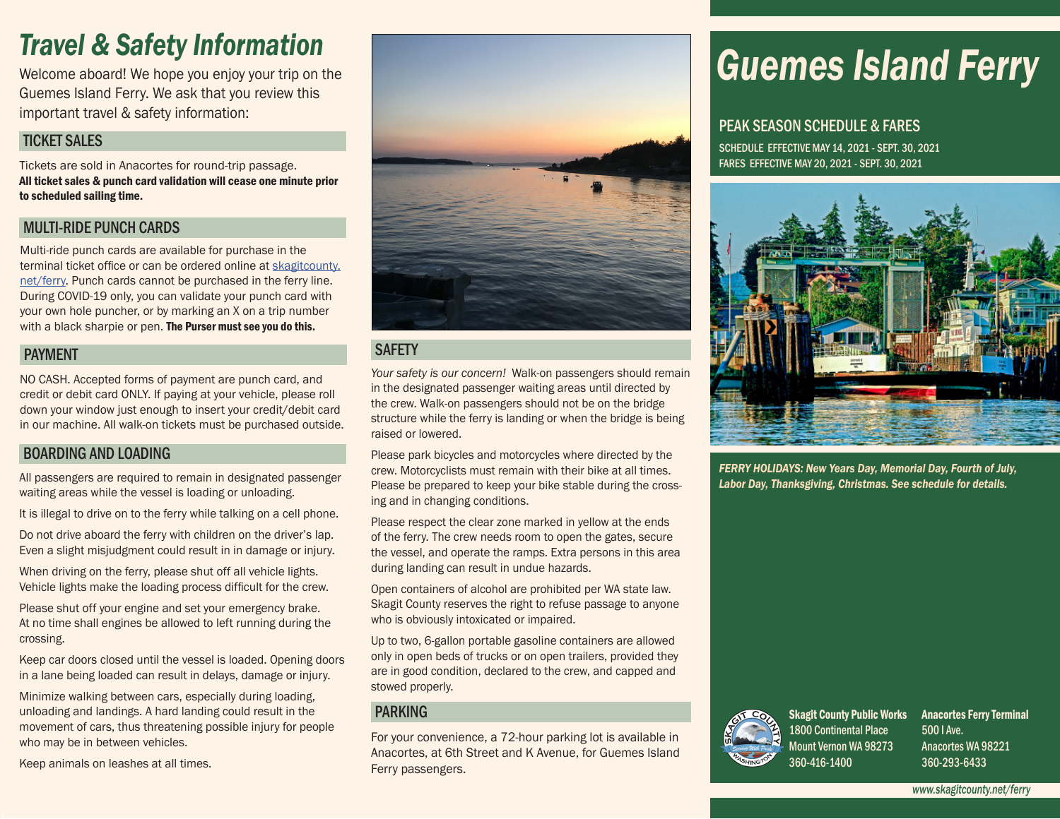# Travel & Safety Information

Welcome aboard! We hope you enjoy your trip on the Guemes Island Ferry. We ask that you review this important travel & safety information:

## TICKET SALES

Tickets are sold in Anacortes for round-trip passage. **All ticket sales & punch card validation will cease one minute prior to scheduled sailing time.**

## MULTI-RIDE PUNCH CARDS

Multi-ride punch cards are available for purchase in the terminal ticket office or can be ordered online at skagitcounty.net/ferry. Punch cards cannot be purchased in the ferry line. During COVID-19 only, you can validate your punch card with your own hole puncher, or by marking an X on a trip number with a black sharpie or pen. **The Purser must see you do this.**

## PAYMENT

NO CASH. Accepted forms of payment are punch card, and credit or debit card ONLY. If paying at your vehicle, please roll down your window just enough to insert your credit/debit card in our machine. All walk-on tickets must be purchased outside.

## BOARDING AND LOADING

All passengers are required to remain in designated passenger waiting areas while the vessel is loading or unloading.

It is illegal to drive on to the ferry while talking on a cell phone.

Do not drive aboard the ferry with children on the driver's lap. Even a slight misjudgment could result in in damage or injury.

When driving on the ferry, please shut off all vehicle lights. Vehicle lights make the loading process difficult for the crew.

Please shut off your engine and set your emergency brake. At no time shall engines be allowed to left running during the crossing.

Keep car doors closed until the vessel is loaded. Opening doors in a lane being loaded can result in delays, damage or injury.

Minimize walking between cars, especially during loading, unloading and landings. A hard landing could result in the movement of cars, thus threatening possible injury for people who may be in between vehicles.

Keep animals on leashes at all times.

## SAFETY

*Your safety is our concern!* Walk-on passengers should remain in the designated passenger waiting areas until directed by the crew. Walk-on passengers should not be on the bridge structure while the ferry is landing or when the bridge is being raised or lowered.

Please park bicycles and motorcycles where directed by the crew. Motorcyclists must remain with their bike at all times. Please be prepared to keep your bike stable during the crossing and in changing conditions.

Please respect the clear zone marked in yellow at the ends of the ferry. The crew needs room to open the gates, secure the vessel, and operate the ramps. Extra persons in this area during landing can result in undue hazards.

Open containers of alcohol are prohibited per WA state law. Skagit County reserves the right to refuse passage to anyone who is obviously intoxicated or impaired.

Up to two, 6-gallon portable gasoline containers are allowed only in open beds of trucks or on open trailers, provided they are in good condition, declared to the crew, and capped and stowed properly.

## PARKING

For your convenience, a 72-hour parking lot is available in Anacortes, at 6th Street and K Avenue, for Guemes Island Ferry passengers.

# Guemes Island Ferry

## PEAK SEASON SCHEDULE & FARES

SCHEDULE EFFECTIVE MAY 14, 2021 - SEPT. 30, 2021
FARES EFFECTIVE MAY 20, 2021 - SEPT. 30, 2021

*FERRY HOLIDAYS: New Years Day, Memorial Day, Fourth of July, Labor Day, Thanksgiving, Christmas. See schedule for details.*

**Skagit County Public Works**
1800 Continental Place
Mount Vernon WA 98273
360-416-1400

**Anacortes Ferry Terminal**
500 I Ave.
Anacortes WA 98221
360-293-6433

www.skagitcounty.net/ferry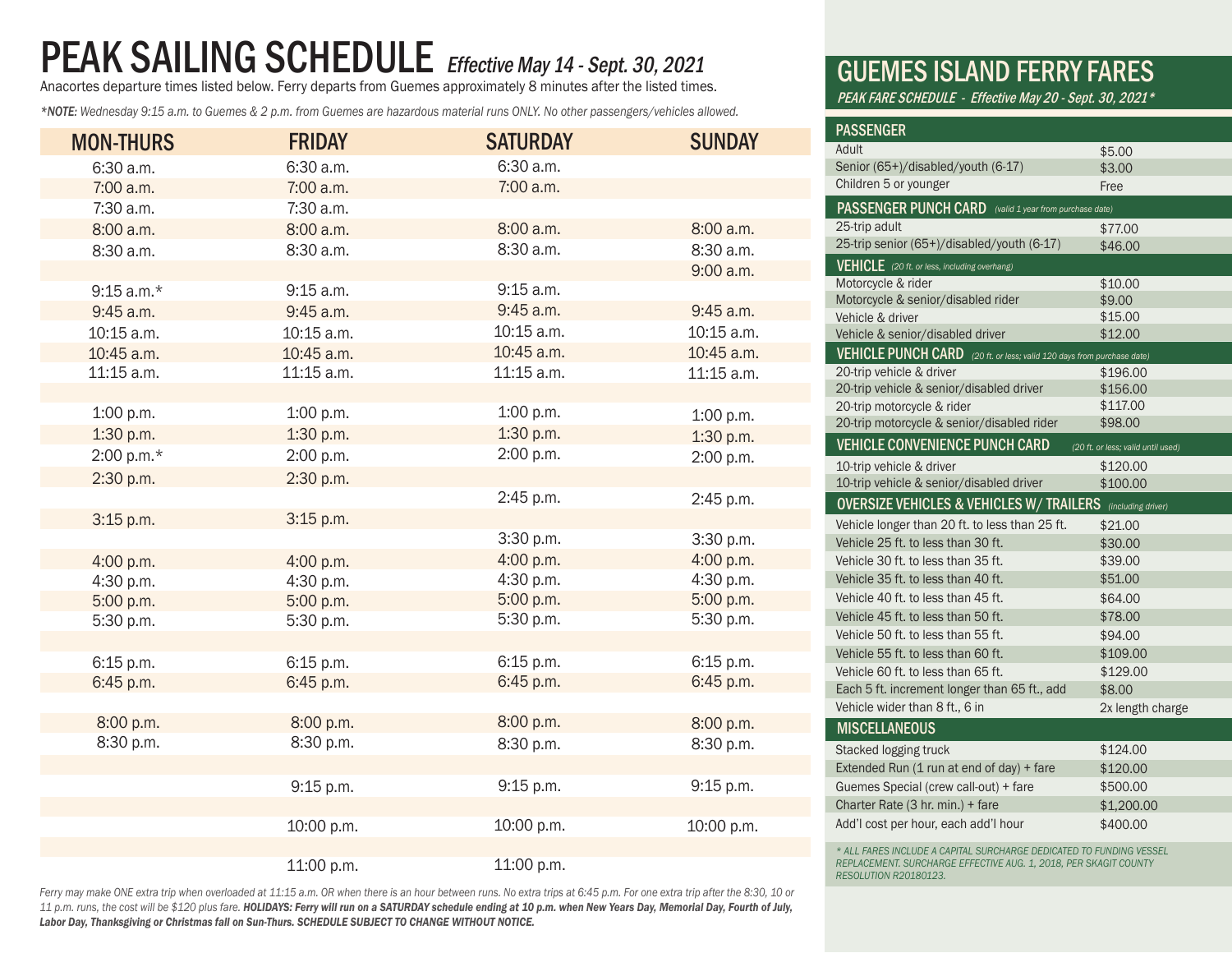# PEAK SAILING SCHEDULE *Effective May 14 - Sept. 30, 2021*

Anacortes departure times listed below. Ferry departs from Guemes approximately 8 minutes after the listed times.

*\*NOTE: Wednesday 9:15 a.m. to Guemes & 2 p.m. from Guemes are hazardous material runs ONLY. No other passengers/vehicles allowed.*

| MON-THURS | FRIDAY | SATURDAY | SUNDAY |
|---|---|---|---|
| 6:30 a.m. | 6:30 a.m. | 6:30 a.m. | |
| 7:00 a.m. | 7:00 a.m. | 7:00 a.m. | |
| 7:30 a.m. | 7:30 a.m. | | |
| 8:00 a.m. | 8:00 a.m. | 8:00 a.m. | 8:00 a.m. |
| 8:30 a.m. | 8:30 a.m. | 8:30 a.m. | 8:30 a.m. |
| | | | 9:00 a.m. |
| 9:15 a.m.* | 9:15 a.m. | 9:15 a.m. | |
| 9:45 a.m. | 9:45 a.m. | 9:45 a.m. | 9:45 a.m. |
| 10:15 a.m. | 10:15 a.m. | 10:15 a.m. | 10:15 a.m. |
| 10:45 a.m. | 10:45 a.m. | 10:45 a.m. | 10:45 a.m. |
| 11:15 a.m. | 11:15 a.m. | 11:15 a.m. | 11:15 a.m. |
| | | | |
| 1:00 p.m. | 1:00 p.m. | 1:00 p.m. | 1:00 p.m. |
| 1:30 p.m. | 1:30 p.m. | 1:30 p.m. | 1:30 p.m. |
| 2:00 p.m.* | 2:00 p.m. | 2:00 p.m. | 2:00 p.m. |
| 2:30 p.m. | 2:30 p.m. | | |
| | | 2:45 p.m. | 2:45 p.m. |
| 3:15 p.m. | 3:15 p.m. | | |
| | | 3:30 p.m. | 3:30 p.m. |
| 4:00 p.m. | 4:00 p.m. | 4:00 p.m. | 4:00 p.m. |
| 4:30 p.m. | 4:30 p.m. | 4:30 p.m. | 4:30 p.m. |
| 5:00 p.m. | 5:00 p.m. | 5:00 p.m. | 5:00 p.m. |
| 5:30 p.m. | 5:30 p.m. | 5:30 p.m. | 5:30 p.m. |
| | | | |
| 6:15 p.m. | 6:15 p.m. | 6:15 p.m. | 6:15 p.m. |
| 6:45 p.m. | 6:45 p.m. | 6:45 p.m. | 6:45 p.m. |
| | | | |
| 8:00 p.m. | 8:00 p.m. | 8:00 p.m. | 8:00 p.m. |
| 8:30 p.m. | 8:30 p.m. | 8:30 p.m. | 8:30 p.m. |
| | | | |
| | 9:15 p.m. | 9:15 p.m. | 9:15 p.m. |
| | | | |
| | 10:00 p.m. | 10:00 p.m. | 10:00 p.m. |
| | | | |
| | 11:00 p.m. | 11:00 p.m. | |

*Ferry may make ONE extra trip when overloaded at 11:15 a.m. OR when there is an hour between runs. No extra trips at 6:45 p.m. For one extra trip after the 8:30, 10 or 11 p.m. runs, the cost will be $120 plus fare.* ***HOLIDAYS: Ferry will run on a SATURDAY schedule ending at 10 p.m. when New Years Day, Memorial Day, Fourth of July, Labor Day, Thanksgiving or Christmas fall on Sun-Thurs. SCHEDULE SUBJECT TO CHANGE WITHOUT NOTICE.***

# GUEMES ISLAND FERRY FARES

*PEAK FARE SCHEDULE - Effective May 20 - Sept. 30, 2021\**

| PASSENGER | |
|---|---|
| Adult | $5.00 |
| Senior (65+)/disabled/youth (6-17) | $3.00 |
| Children 5 or younger | Free |
| **PASSENGER PUNCH CARD** *(valid 1 year from purchase date)* | |
| 25-trip adult | $77.00 |
| 25-trip senior (65+)/disabled/youth (6-17) | $46.00 |
| **VEHICLE** *(20 ft. or less, including overhang)* | |
| Motorcycle & rider | $10.00 |
| Motorcycle & senior/disabled rider | $9.00 |
| Vehicle & driver | $15.00 |
| Vehicle & senior/disabled driver | $12.00 |
| **VEHICLE PUNCH CARD** *(20 ft. or less; valid 120 days from purchase date)* | |
| 20-trip vehicle & driver | $196.00 |
| 20-trip vehicle & senior/disabled driver | $156.00 |
| 20-trip motorcycle & rider | $117.00 |
| 20-trip motorcycle & senior/disabled rider | $98.00 |
| **VEHICLE CONVENIENCE PUNCH CARD** *(20 ft. or less; valid until used)* | |
| 10-trip vehicle & driver | $120.00 |
| 10-trip vehicle & senior/disabled driver | $100.00 |
| **OVERSIZE VEHICLES & VEHICLES W/ TRAILERS** *(including driver)* | |
| Vehicle longer than 20 ft. to less than 25 ft. | $21.00 |
| Vehicle 25 ft. to less than 30 ft. | $30.00 |
| Vehicle 30 ft. to less than 35 ft. | $39.00 |
| Vehicle 35 ft. to less than 40 ft. | $51.00 |
| Vehicle 40 ft. to less than 45 ft. | $64.00 |
| Vehicle 45 ft. to less than 50 ft. | $78.00 |
| Vehicle 50 ft. to less than 55 ft. | $94.00 |
| Vehicle 55 ft. to less than 60 ft. | $109.00 |
| Vehicle 60 ft. to less than 65 ft. | $129.00 |
| Each 5 ft. increment longer than 65 ft., add | $8.00 |
| Vehicle wider than 8 ft., 6 in | 2x length charge |
| **MISCELLANEOUS** | |
| Stacked logging truck | $124.00 |
| Extended Run (1 run at end of day) + fare | $120.00 |
| Guemes Special (crew call-out) + fare | $500.00 |
| Charter Rate (3 hr. min.) + fare | $1,200.00 |
| Add'l cost per hour, each add'l hour | $400.00 |

*\* ALL FARES INCLUDE A CAPITAL SURCHARGE DEDICATED TO FUNDING VESSEL REPLACEMENT. SURCHARGE EFFECTIVE AUG. 1, 2018, PER SKAGIT COUNTY RESOLUTION R20180123.*